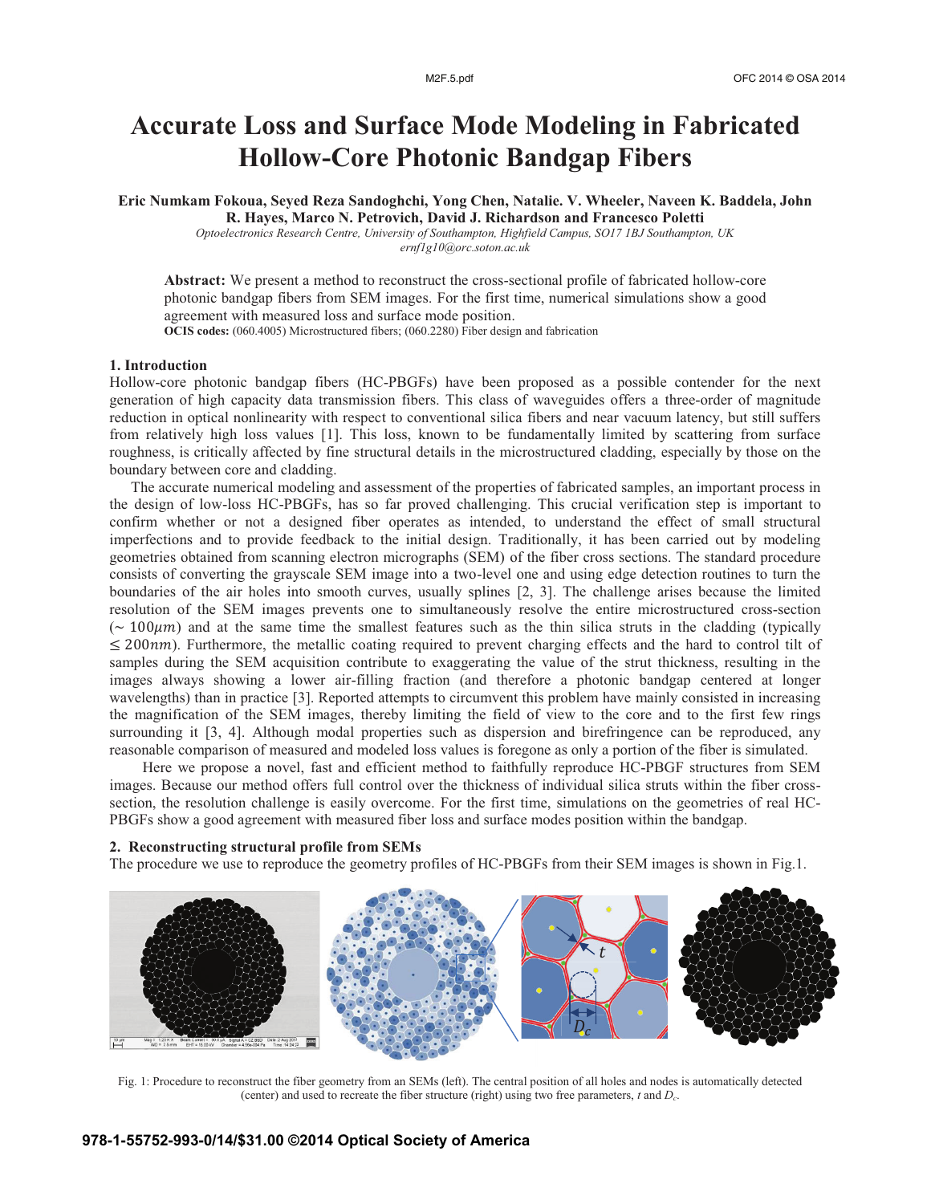# Accurate Loss and Surface Mode Modeling in Fabricated Hollow-Core Photonic Bandgap Fibers

**Eric Numkam Fokoua, Seyed Reza Sandoghchi, Yong Chen, Natalie. V. Wheeler, Naveen K. Baddela, John R. Hayes, Marco N. Petrovich, David J. Richardson and Francesco Poletti**

*Optoelectronics Research Centre, University of Southampton, Highfield Campus, SO17 1BJ Southampton, UK*
*ernf1g10@orc.soton.ac.uk*

**Abstract:** We present a method to reconstruct the cross-sectional profile of fabricated hollow-core photonic bandgap fibers from SEM images. For the first time, numerical simulations show a good agreement with measured loss and surface mode position.

**OCIS codes:** (060.4005) Microstructured fibers; (060.2280) Fiber design and fabrication

## 1. Introduction

Hollow-core photonic bandgap fibers (HC-PBGFs) have been proposed as a possible contender for the next generation of high capacity data transmission fibers. This class of waveguides offers a three-order of magnitude reduction in optical nonlinearity with respect to conventional silica fibers and near vacuum latency, but still suffers from relatively high loss values [1]. This loss, known to be fundamentally limited by scattering from surface roughness, is critically affected by fine structural details in the microstructured cladding, especially by those on the boundary between core and cladding.

The accurate numerical modeling and assessment of the properties of fabricated samples, an important process in the design of low-loss HC-PBGFs, has so far proved challenging. This crucial verification step is important to confirm whether or not a designed fiber operates as intended, to understand the effect of small structural imperfections and to provide feedback to the initial design. Traditionally, it has been carried out by modeling geometries obtained from scanning electron micrographs (SEM) of the fiber cross sections. The standard procedure consists of converting the grayscale SEM image into a two-level one and using edge detection routines to turn the boundaries of the air holes into smooth curves, usually splines [2, 3]. The challenge arises because the limited resolution of the SEM images prevents one to simultaneously resolve the entire microstructured cross-section ($\sim 100\mu m$) and at the same time the smallest features such as the thin silica struts in the cladding (typically $\leq 200nm$). Furthermore, the metallic coating required to prevent charging effects and the hard to control tilt of samples during the SEM acquisition contribute to exaggerating the value of the strut thickness, resulting in the images always showing a lower air-filling fraction (and therefore a photonic bandgap centered at longer wavelengths) than in practice [3]. Reported attempts to circumvent this problem have mainly consisted in increasing the magnification of the SEM images, thereby limiting the field of view to the core and to the first few rings surrounding it [3, 4]. Although modal properties such as dispersion and birefringence can be reproduced, any reasonable comparison of measured and modeled loss values is foregone as only a portion of the fiber is simulated.

Here we propose a novel, fast and efficient method to faithfully reproduce HC-PBGF structures from SEM images. Because our method offers full control over the thickness of individual silica struts within the fiber cross-section, the resolution challenge is easily overcome. For the first time, simulations on the geometries of real HC-PBGFs show a good agreement with measured fiber loss and surface modes position within the bandgap.

## 2. Reconstructing structural profile from SEMs

The procedure we use to reproduce the geometry profiles of HC-PBGFs from their SEM images is shown in Fig.1.

Fig. 1: Procedure to reconstruct the fiber geometry from an SEMs (left). The central position of all holes and nodes is automatically detected (center) and used to recreate the fiber structure (right) using two free parameters, $t$ and $D_c$.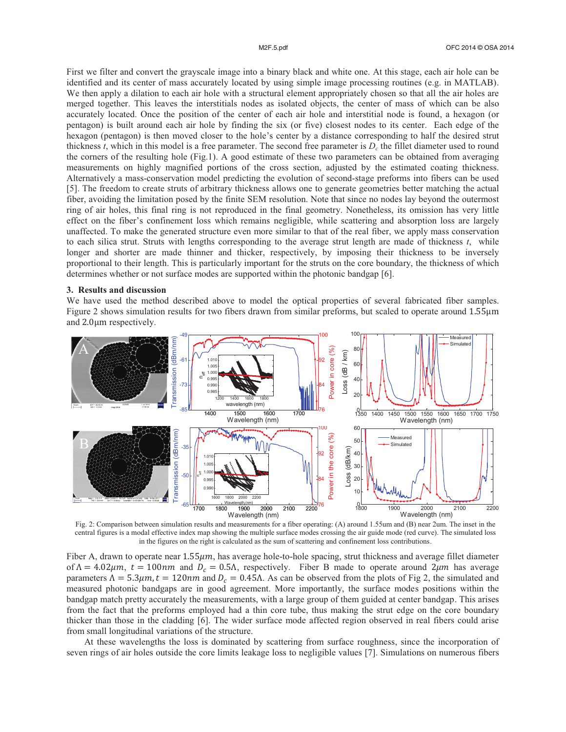First we filter and convert the grayscale image into a binary black and white one. At this stage, each air hole can be identified and its center of mass accurately located by using simple image processing routines (e.g. in MATLAB). We then apply a dilation to each air hole with a structural element appropriately chosen so that all the air holes are merged together. This leaves the interstitials nodes as isolated objects, the center of mass of which can be also accurately located. Once the position of the center of each air hole and interstitial node is found, a hexagon (or pentagon) is built around each air hole by finding the six (or five) closest nodes to its center. Each edge of the hexagon (pentagon) is then moved closer to the hole's center by a distance corresponding to half the desired strut thickness *t*, which in this model is a free parameter. The second free parameter is $D_c$ the fillet diameter used to round the corners of the resulting hole (Fig.1). A good estimate of these two parameters can be obtained from averaging measurements on highly magnified portions of the cross section, adjusted by the estimated coating thickness. Alternatively a mass-conservation model predicting the evolution of second-stage preforms into fibers can be used [5]. The freedom to create struts of arbitrary thickness allows one to generate geometries better matching the actual fiber, avoiding the limitation posed by the finite SEM resolution. Note that since no nodes lay beyond the outermost ring of air holes, this final ring is not reproduced in the final geometry. Nonetheless, its omission has very little effect on the fiber's confinement loss which remains negligible, while scattering and absorption loss are largely unaffected. To make the generated structure even more similar to that of the real fiber, we apply mass conservation to each silica strut. Struts with lengths corresponding to the average strut length are made of thickness *t*, while longer and shorter are made thinner and thicker, respectively, by imposing their thickness to be inversely proportional to their length. This is particularly important for the struts on the core boundary, the thickness of which determines whether or not surface modes are supported within the photonic bandgap [6].

### 3. Results and discussion

We have used the method described above to model the optical properties of several fabricated fiber samples. Figure 2 shows simulation results for two fibers drawn from similar preforms, but scaled to operate around 1.55μm and 2.0μm respectively.

Fig. 2: Comparison between simulation results and measurements for a fiber operating: (A) around 1.55um and (B) near 2um. The inset in the central figures is a modal effective index map showing the multiple surface modes crossing the air guide mode (red curve). The simulated loss in the figures on the right is calculated as the sum of scattering and confinement loss contributions.

Fiber A, drawn to operate near $1.55\mu m$, has average hole-to-hole spacing, strut thickness and average fillet diameter of $\Lambda = 4.02\mu m$, $t = 100nm$ and $D_c = 0.5\Lambda$, respectively. Fiber B made to operate around $2\mu m$ has average parameters $\Lambda = 5.3\mu m, t = 120nm$ and $D_c = 0.45\Lambda$. As can be observed from the plots of Fig 2, the simulated and measured photonic bandgaps are in good agreement. More importantly, the surface modes positions within the bandgap match pretty accurately the measurements, with a large group of them guided at center bandgap. This arises from the fact that the preforms employed had a thin core tube, thus making the strut edge on the core boundary thicker than those in the cladding [6]. The wider surface mode affected region observed in real fibers could arise from small longitudinal variations of the structure.

At these wavelengths the loss is dominated by scattering from surface roughness, since the incorporation of seven rings of air holes outside the core limits leakage loss to negligible values [7]. Simulations on numerous fibers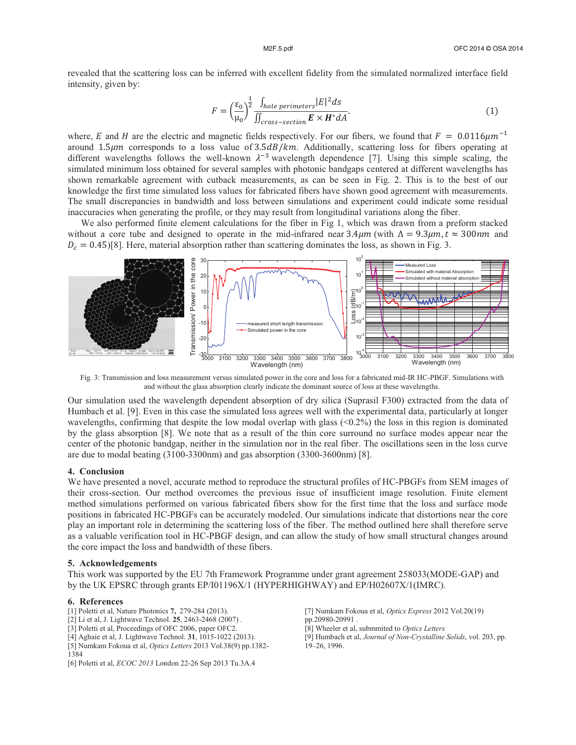revealed that the scattering loss can be inferred with excellent fidelity from the simulated normalized interface field intensity, given by:

$$F = \left(\frac{\varepsilon_0}{\mu_0}\right)^{\frac{1}{2}} \frac{\int_{hole\ perimeters}|E|^2 ds}{\iint_{cross-section} \boldsymbol{E} \times \boldsymbol{H}^* dA}. \tag{1}$$

where, $E$ and $H$ are the electric and magnetic fields respectively. For our fibers, we found that $F = 0.0116\mu m^{-1}$ around $1.5\mu m$ corresponds to a loss value of $3.5 dB/km$. Additionally, scattering loss for fibers operating at different wavelengths follows the well-known $\lambda^{-3}$ wavelength dependence [7]. Using this simple scaling, the simulated minimum loss obtained for several samples with photonic bandgaps centered at different wavelengths has shown remarkable agreement with cutback measurements, as can be seen in Fig. 2. This is to the best of our knowledge the first time simulated loss values for fabricated fibers have shown good agreement with measurements. The small discrepancies in bandwidth and loss between simulations and experiment could indicate some residual inaccuracies when generating the profile, or they may result from longitudinal variations along the fiber.

We also performed finite element calculations for the fiber in Fig 1, which was drawn from a preform stacked without a core tube and designed to operate in the mid-infrared near $3.4\mu m$ (with $\Lambda = 9.3\mu m, t \approx 300nm$ and $D_c = 0.45$)[8]. Here, material absorption rather than scattering dominates the loss, as shown in Fig. 3.

Transmission/ Power in the core
30
20
10
0
-10
-20
-30
3000 3100 3200 3300 3400 3500 3600 3700 3800
Wavelength (nm)
measured short length transmission
Simulated power in the core

Loss (dB/m)
10^2
10^1
10^0
10^-1
10^-2
10^-3
10^-4
3000 3100 3200 3300 3400 3500 3600 3700 3800
Wavelength (nm)
Measured Loss
Simulated with material Absorption
Simulated without material absorption

Fig. 3: Transmission and loss measurement versus simulated power in the core and loss for a fabricated mid-IR HC-PBGF. Simulations with and without the glass absorption clearly indicate the dominant source of loss at these wavelengths.

Our simulation used the wavelength dependent absorption of dry silica (Suprasil F300) extracted from the data of Humbach et al. [9]. Even in this case the simulated loss agrees well with the experimental data, particularly at longer wavelengths, confirming that despite the low modal overlap with glass (<0.2%) the loss in this region is dominated by the glass absorption [8]. We note that as a result of the thin core surround no surface modes appear near the center of the photonic bandgap, neither in the simulation nor in the real fiber. The oscillations seen in the loss curve are due to modal beating (3100-3300nm) and gas absorption (3300-3600nm) [8].

## 4. Conclusion

We have presented a novel, accurate method to reproduce the structural profiles of HC-PBGFs from SEM images of their cross-section. Our method overcomes the previous issue of insufficient image resolution. Finite element method simulations performed on various fabricated fibers show for the first time that the loss and surface mode positions in fabricated HC-PBGFs can be accurately modeled. Our simulations indicate that distortions near the core play an important role in determining the scattering loss of the fiber. The method outlined here shall therefore serve as a valuable verification tool in HC-PBGF design, and can allow the study of how small structural changes around the core impact the loss and bandwidth of these fibers.

## 5. Acknowledgements

This work was supported by the EU 7th Framework Programme under grant agreement 258033(MODE-GAP) and by the UK EPSRC through grants EP/I01196X/1 (HYPERHIGHWAY) and EP/H02607X/1(IMRC).

## 6. References

[1] Poletti et al, Nature Photonics **7**, 279-284 (2013).
[2] Li et al, J. Lightwave Technol. **25**, 2463-2468 (2007) .
[3] Poletti et al, Proceedings of OFC 2006, paper OFC2.
[4] Aghaie et al, J. Lightwave Technol. **31**, 1015-1022 (2013).
[5] Numkam Fokoua et al, *Optics Letters* 2013 Vol.38(9) pp.1382-1384
[6] Poletti et al, *ECOC 2013* London 22-26 Sep 2013 Tu.3A.4
[7] Numkam Fokoua et al, *Optics Express* 2012 Vol.20(19) pp.20980-20991 .
[8] Wheeler et al, submitted to *Optics Letters*
[9] Humbach et al, *Journal of Non-Crystalline Solids*, vol. 203, pp. 19–26, 1996.